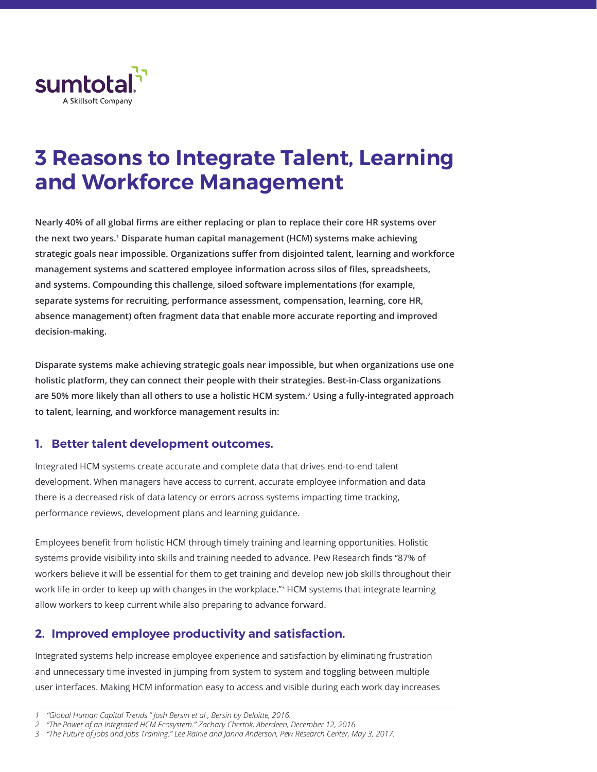sumtotal
A Skillsoft Company

# 3 Reasons to Integrate Talent, Learning and Workforce Management

**Nearly 40% of all global firms are either replacing or plan to replace their core HR systems over the next two years.[1] Disparate human capital management (HCM) systems make achieving strategic goals near impossible. Organizations suffer from disjointed talent, learning and workforce management systems and scattered employee information across silos of files, spreadsheets, and systems. Compounding this challenge, siloed software implementations (for example, separate systems for recruiting, performance assessment, compensation, learning, core HR, absence management) often fragment data that enable more accurate reporting and improved decision-making.**

**Disparate systems make achieving strategic goals near impossible, but when organizations use one holistic platform, they can connect their people with their strategies. Best-in-Class organizations are 50% more likely than all others to use a holistic HCM system.[2] Using a fully-integrated approach to talent, learning, and workforce management results in:**

## 1. Better talent development outcomes.

Integrated HCM systems create accurate and complete data that drives end-to-end talent development. When managers have access to current, accurate employee information and data there is a decreased risk of data latency or errors across systems impacting time tracking, performance reviews, development plans and learning guidance.

Employees benefit from holistic HCM through timely training and learning opportunities. Holistic systems provide visibility into skills and training needed to advance. Pew Research finds "87% of workers believe it will be essential for them to get training and develop new job skills throughout their work life in order to keep up with changes in the workplace."[3] HCM systems that integrate learning allow workers to keep current while also preparing to advance forward.

## 2. Improved employee productivity and satisfaction.

Integrated systems help increase employee experience and satisfaction by eliminating frustration and unnecessary time invested in jumping from system to system and toggling between multiple user interfaces. Making HCM information easy to access and visible during each work day increases

*1 "Global Human Capital Trends." Josh Bersin et al., Bersin by Deloitte, 2016.*

*2 "The Power of an Integrated HCM Ecosystem." Zachary Chertok, Aberdeen, December 12, 2016.*

*3 "The Future of Jobs and Jobs Training." Lee Rainie and Janna Anderson, Pew Research Center, May 3, 2017.*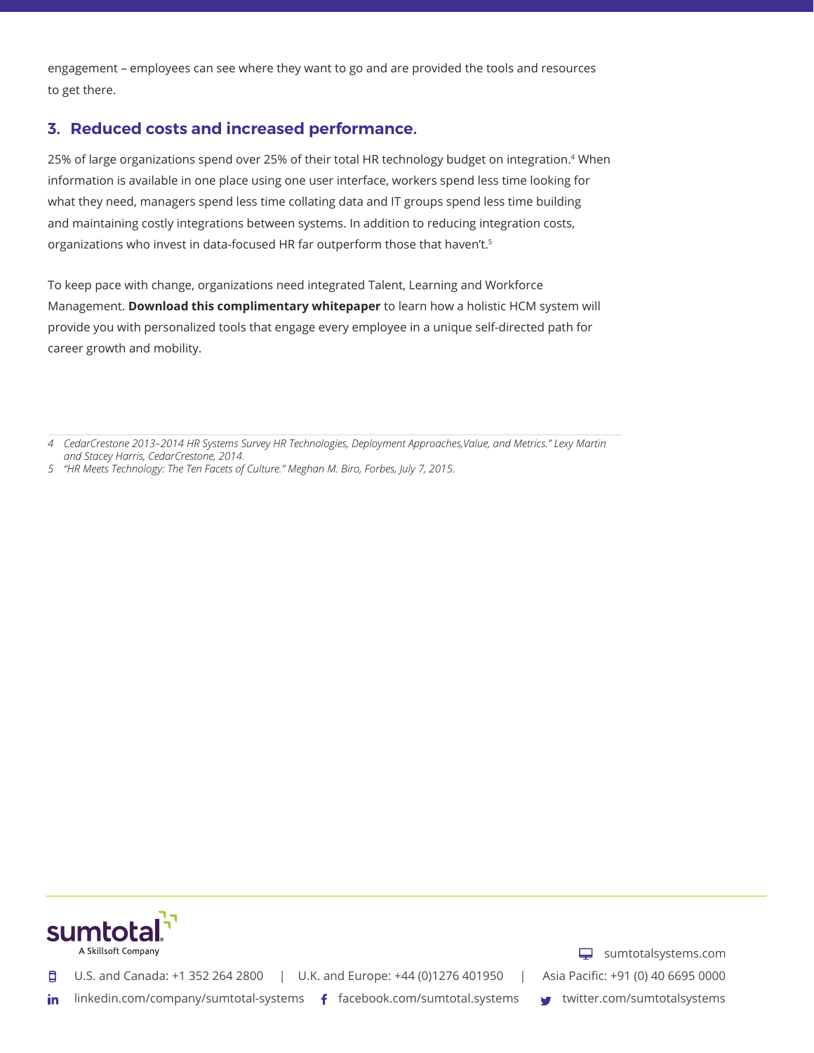engagement – employees can see where they want to go and are provided the tools and resources to get there.

### 3. Reduced costs and increased performance.

25% of large organizations spend over 25% of their total HR technology budget on integration.[4] When information is available in one place using one user interface, workers spend less time looking for what they need, managers spend less time collating data and IT groups spend less time building and maintaining costly integrations between systems. In addition to reducing integration costs, organizations who invest in data-focused HR far outperform those that haven't.[5]

To keep pace with change, organizations need integrated Talent, Learning and Workforce Management. **Download this complimentary whitepaper** to learn how a holistic HCM system will provide you with personalized tools that engage every employee in a unique self-directed path for career growth and mobility.

---

*4 CedarCrestone 2013–2014 HR Systems Survey HR Technologies, Deployment Approaches,Value, and Metrics." Lexy Martin and Stacey Harris, CedarCrestone, 2014.*

*5 "HR Meets Technology: The Ten Facets of Culture." Meghan M. Biro, Forbes, July 7, 2015.*

sumtotal
A Skillsoft Company

sumtotalsystems.com

U.S. and Canada: +1 352 264 2800 | U.K. and Europe: +44 (0)1276 401950 | Asia Pacific: +91 (0) 40 6695 0000

linkedin.com/company/sumtotal-systems facebook.com/sumtotal.systems twitter.com/sumtotalsystems